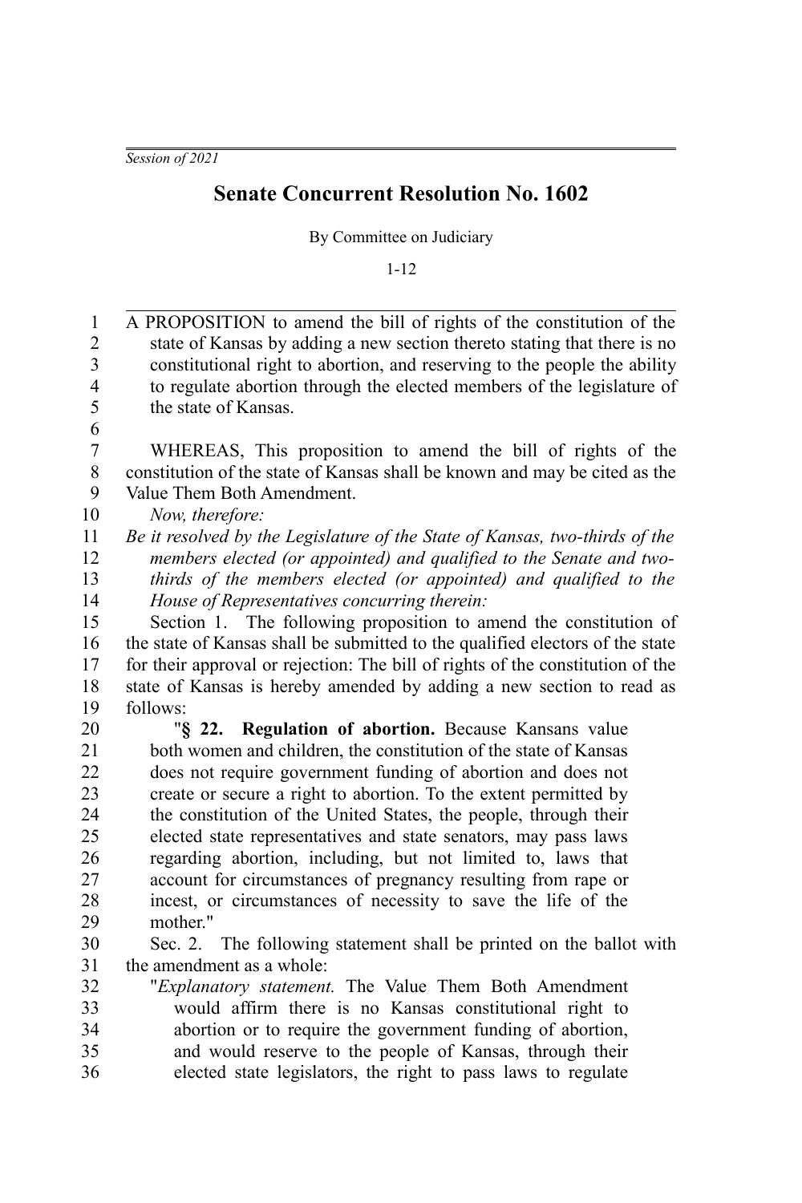*Session of 2021*

# Senate Concurrent Resolution No. 1602

By Committee on Judiciary

1-12

A PROPOSITION to amend the bill of rights of the constitution of the state of Kansas by adding a new section thereto stating that there is no constitutional right to abortion, and reserving to the people the ability to regulate abortion through the elected members of the legislature of the state of Kansas.

WHEREAS, This proposition to amend the bill of rights of the constitution of the state of Kansas shall be known and may be cited as the Value Them Both Amendment.

*Now, therefore:*

*Be it resolved by the Legislature of the State of Kansas, two-thirds of the members elected (or appointed) and qualified to the Senate and two-thirds of the members elected (or appointed) and qualified to the House of Representatives concurring therein:*

Section 1. The following proposition to amend the constitution of the state of Kansas shall be submitted to the qualified electors of the state for their approval or rejection: The bill of rights of the constitution of the state of Kansas is hereby amended by adding a new section to read as follows:

> "**§ 22. Regulation of abortion.** Because Kansans value both women and children, the constitution of the state of Kansas does not require government funding of abortion and does not create or secure a right to abortion. To the extent permitted by the constitution of the United States, the people, through their elected state representatives and state senators, may pass laws regarding abortion, including, but not limited to, laws that account for circumstances of pregnancy resulting from rape or incest, or circumstances of necessity to save the life of the mother."

Sec. 2. The following statement shall be printed on the ballot with the amendment as a whole:

> "*Explanatory statement.* The Value Them Both Amendment would affirm there is no Kansas constitutional right to abortion or to require the government funding of abortion, and would reserve to the people of Kansas, through their elected state legislators, the right to pass laws to regulate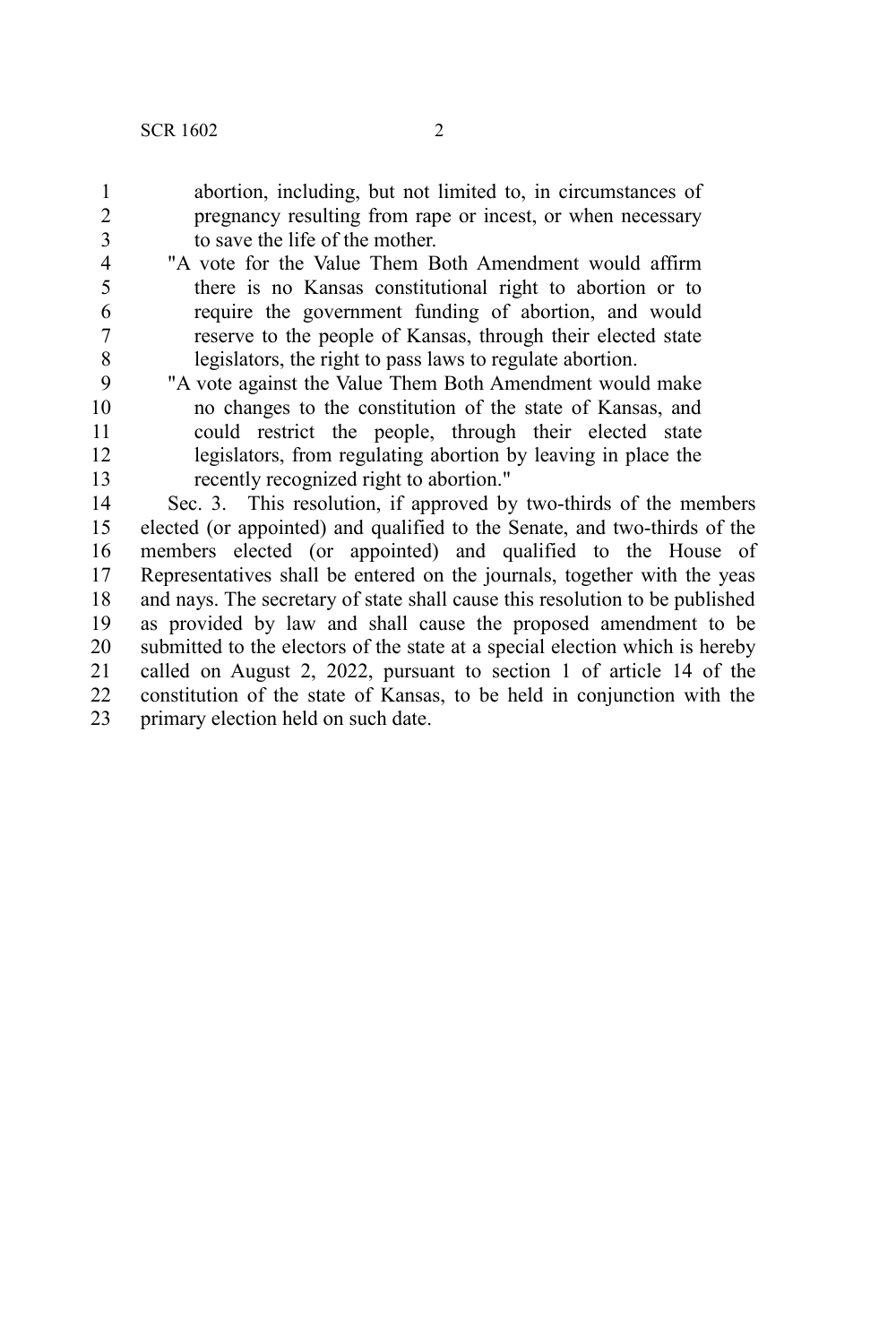abortion, including, but not limited to, in circumstances of pregnancy resulting from rape or incest, or when necessary to save the life of the mother.

"A vote for the Value Them Both Amendment would affirm there is no Kansas constitutional right to abortion or to require the government funding of abortion, and would reserve to the people of Kansas, through their elected state legislators, the right to pass laws to regulate abortion.

"A vote against the Value Them Both Amendment would make no changes to the constitution of the state of Kansas, and could restrict the people, through their elected state legislators, from regulating abortion by leaving in place the recently recognized right to abortion."

Sec. 3. This resolution, if approved by two-thirds of the members elected (or appointed) and qualified to the Senate, and two-thirds of the members elected (or appointed) and qualified to the House of Representatives shall be entered on the journals, together with the yeas and nays. The secretary of state shall cause this resolution to be published as provided by law and shall cause the proposed amendment to be submitted to the electors of the state at a special election which is hereby called on August 2, 2022, pursuant to section 1 of article 14 of the constitution of the state of Kansas, to be held in conjunction with the primary election held on such date.